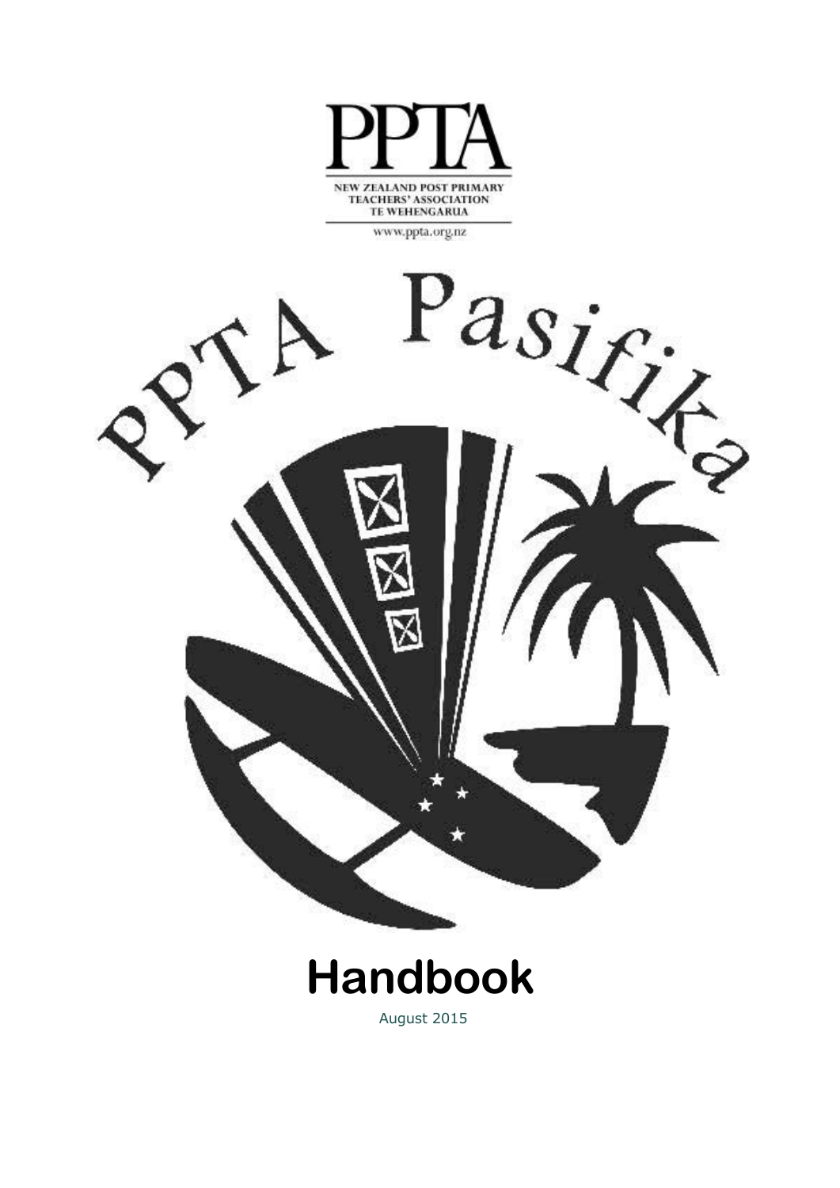PPTA

NEW ZEALAND POST PRIMARY TEACHERS' ASSOCIATION
TE WEHENGARUA

www.ppta.org.nz

PPTA Pasifika

# Handbook

August 2015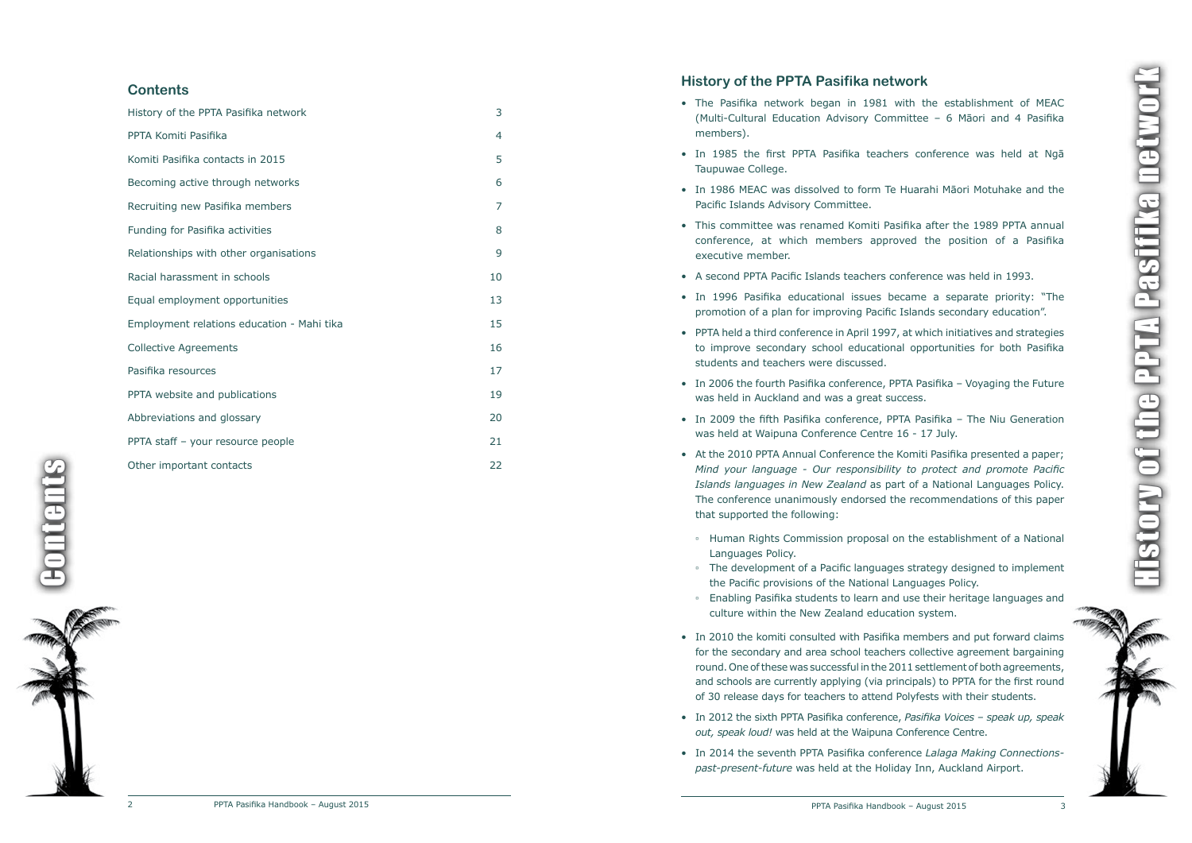## Contents

| | |
|---|---|
| History of the PPTA Pasifika network | 3 |
| PPTA Komiti Pasifika | 4 |
| Komiti Pasifika contacts in 2015 | 5 |
| Becoming active through networks | 6 |
| Recruiting new Pasifika members | 7 |
| Funding for Pasifika activities | 8 |
| Relationships with other organisations | 9 |
| Racial harassment in schools | 10 |
| Equal employment opportunities | 13 |
| Employment relations education - Mahi tika | 15 |
| Collective Agreements | 16 |
| Pasifika resources | 17 |
| PPTA website and publications | 19 |
| Abbreviations and glossary | 20 |
| PPTA staff – your resource people | 21 |
| Other important contacts | 22 |

## History of the PPTA Pasifika network

- The Pasifika network began in 1981 with the establishment of MEAC (Multi-Cultural Education Advisory Committee – 6 Māori and 4 Pasifika members).
- In 1985 the first PPTA Pasifika teachers conference was held at Ngā Taupuwae College.
- In 1986 MEAC was dissolved to form Te Huarahi Māori Motuhake and the Pacific Islands Advisory Committee.
- This committee was renamed Komiti Pasifika after the 1989 PPTA annual conference, at which members approved the position of a Pasifika executive member.
- A second PPTA Pacific Islands teachers conference was held in 1993.
- In 1996 Pasifika educational issues became a separate priority: "The promotion of a plan for improving Pacific Islands secondary education".
- PPTA held a third conference in April 1997, at which initiatives and strategies to improve secondary school educational opportunities for both Pasifika students and teachers were discussed.
- In 2006 the fourth Pasifika conference, PPTA Pasifika – Voyaging the Future was held in Auckland and was a great success.
- In 2009 the fifth Pasifika conference, PPTA Pasifika – The Niu Generation was held at Waipuna Conference Centre 16 - 17 July.
- At the 2010 PPTA Annual Conference the Komiti Pasifika presented a paper; *Mind your language - Our responsibility to protect and promote Pacific Islands languages in New Zealand* as part of a National Languages Policy. The conference unanimously endorsed the recommendations of this paper that supported the following:
  - Human Rights Commission proposal on the establishment of a National Languages Policy.
  - The development of a Pacific languages strategy designed to implement the Pacific provisions of the National Languages Policy.
  - Enabling Pasifika students to learn and use their heritage languages and culture within the New Zealand education system.
- In 2010 the komiti consulted with Pasifika members and put forward claims for the secondary and area school teachers collective agreement bargaining round. One of these was successful in the 2011 settlement of both agreements, and schools are currently applying (via principals) to PPTA for the first round of 30 release days for teachers to attend Polyfests with their students.
- In 2012 the sixth PPTA Pasifika conference, *Pasifika Voices – speak up, speak out, speak loud!* was held at the Waipuna Conference Centre.
- In 2014 the seventh PPTA Pasifika conference *Lalaga Making Connections-past-present-future* was held at the Holiday Inn, Auckland Airport.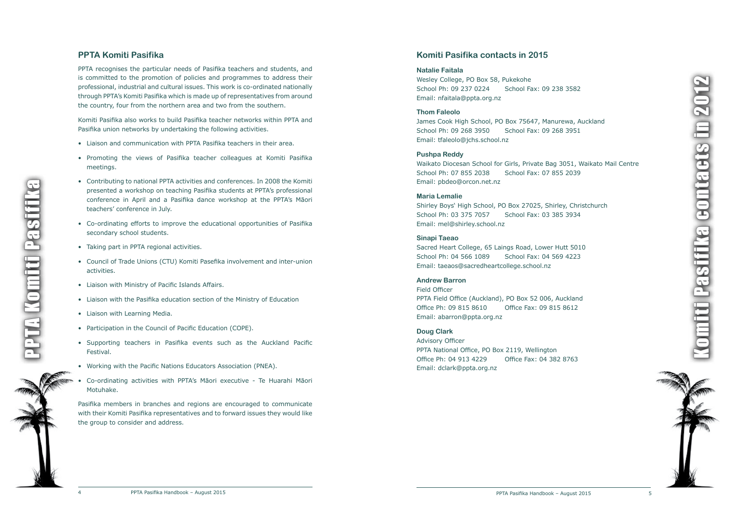## PPTA Komiti Pasifika

PPTA recognises the particular needs of Pasifika teachers and students, and is committed to the promotion of policies and programmes to address their professional, industrial and cultural issues. This work is co-ordinated nationally through PPTA's Komiti Pasifika which is made up of representatives from around the country, four from the northern area and two from the southern.

Komiti Pasifika also works to build Pasifika teacher networks within PPTA and Pasifika union networks by undertaking the following activities.

- Liaison and communication with PPTA Pasifika teachers in their area.
- Promoting the views of Pasifika teacher colleagues at Komiti Pasifika meetings.
- Contributing to national PPTA activities and conferences. In 2008 the Komiti presented a workshop on teaching Pasifika students at PPTA's professional conference in April and a Pasifika dance workshop at the PPTA's Māori teachers' conference in July.
- Co-ordinating efforts to improve the educational opportunities of Pasifika secondary school students.
- Taking part in PPTA regional activities.
- Council of Trade Unions (CTU) Komiti Pasefika involvement and inter-union activities.
- Liaison with Ministry of Pacific Islands Affairs.
- Liaison with the Pasifika education section of the Ministry of Education
- Liaison with Learning Media.
- Participation in the Council of Pacific Education (COPE).
- Supporting teachers in Pasifika events such as the Auckland Pacific Festival.
- Working with the Pacific Nations Educators Association (PNEA).
- Co-ordinating activities with PPTA's Māori executive - Te Huarahi Māori Motuhake.

Pasifika members in branches and regions are encouraged to communicate with their Komiti Pasifika representatives and to forward issues they would like the group to consider and address.

## Komiti Pasifika contacts in 2015

**Natalie Faitala**
Wesley College, PO Box 58, Pukekohe
School Ph: 09 237 0224 School Fax: 09 238 3582
Email: nfaitala@ppta.org.nz

**Thom Faleolo**
James Cook High School, PO Box 75647, Manurewa, Auckland
School Ph: 09 268 3950 School Fax: 09 268 3951
Email: tfaleolo@jchs.school.nz

**Pushpa Reddy**
Waikato Diocesan School for Girls, Private Bag 3051, Waikato Mail Centre
School Ph: 07 855 2038 School Fax: 07 855 2039
Email: pbdeo@orcon.net.nz

**Maria Lemalie**
Shirley Boys' High School, PO Box 27025, Shirley, Christchurch
School Ph: 03 375 7057 School Fax: 03 385 3934
Email: mel@shirley.school.nz

**Sinapi Taeao**
Sacred Heart College, 65 Laings Road, Lower Hutt 5010
School Ph: 04 566 1089 School Fax: 04 569 4223
Email: taeaos@sacredheartcollege.school.nz

**Andrew Barron**
Field Officer
PPTA Field Office (Auckland), PO Box 52 006, Auckland
Office Ph: 09 815 8610 Office Fax: 09 815 8612
Email: abarron@ppta.org.nz

**Doug Clark**
Advisory Officer
PPTA National Office, PO Box 2119, Wellington
Office Ph: 04 913 4229 Office Fax: 04 382 8763
Email: dclark@ppta.org.nz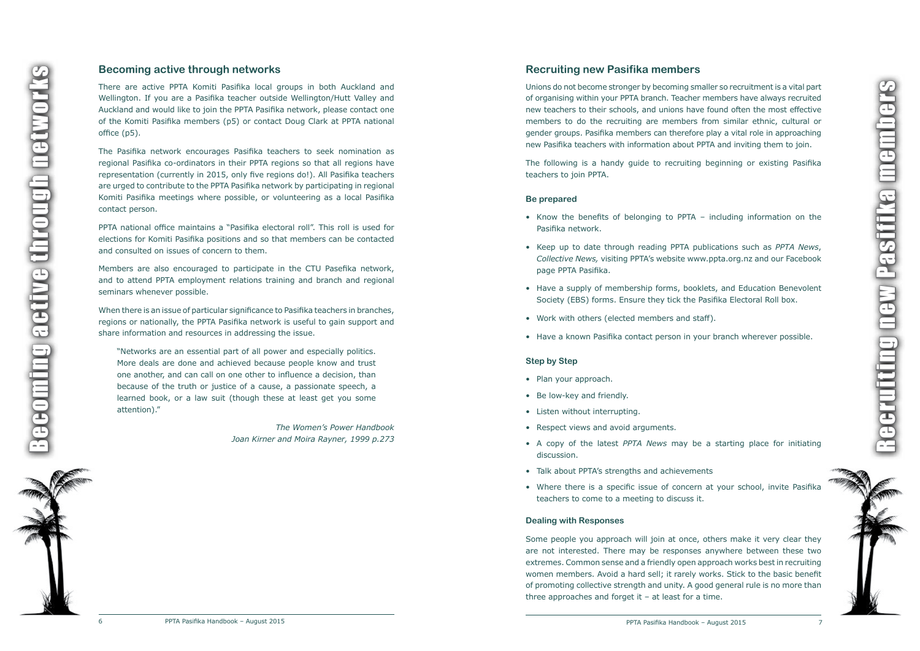## Becoming active through networks

There are active PPTA Komiti Pasifika local groups in both Auckland and Wellington. If you are a Pasifika teacher outside Wellington/Hutt Valley and Auckland and would like to join the PPTA Pasifika network, please contact one of the Komiti Pasifika members (p5) or contact Doug Clark at PPTA national office (p5).

The Pasifika network encourages Pasifika teachers to seek nomination as regional Pasifika co-ordinators in their PPTA regions so that all regions have representation (currently in 2015, only five regions do!). All Pasifika teachers are urged to contribute to the PPTA Pasifika network by participating in regional Komiti Pasifika meetings where possible, or volunteering as a local Pasifika contact person.

PPTA national office maintains a "Pasifika electoral roll". This roll is used for elections for Komiti Pasifika positions and so that members can be contacted and consulted on issues of concern to them.

Members are also encouraged to participate in the CTU Pasefika network, and to attend PPTA employment relations training and branch and regional seminars whenever possible.

When there is an issue of particular significance to Pasifika teachers in branches, regions or nationally, the PPTA Pasifika network is useful to gain support and share information and resources in addressing the issue.

> "Networks are an essential part of all power and especially politics. More deals are done and achieved because people know and trust one another, and can call on one other to influence a decision, than because of the truth or justice of a cause, a passionate speech, a learned book, or a law suit (though these at least get you some attention)."
>
> *The Women's Power Handbook*
> *Joan Kirner and Moira Rayner, 1999 p.273*

## Recruiting new Pasifika members

Unions do not become stronger by becoming smaller so recruitment is a vital part of organising within your PPTA branch. Teacher members have always recruited new teachers to their schools, and unions have found often the most effective members to do the recruiting are members from similar ethnic, cultural or gender groups. Pasifika members can therefore play a vital role in approaching new Pasifika teachers with information about PPTA and inviting them to join.

The following is a handy guide to recruiting beginning or existing Pasifika teachers to join PPTA.

### Be prepared

- Know the benefits of belonging to PPTA – including information on the Pasifika network.
- Keep up to date through reading PPTA publications such as *PPTA News*, *Collective News,* visiting PPTA's website www.ppta.org.nz and our Facebook page PPTA Pasifika.
- Have a supply of membership forms, booklets, and Education Benevolent Society (EBS) forms. Ensure they tick the Pasifika Electoral Roll box.
- Work with others (elected members and staff).
- Have a known Pasifika contact person in your branch wherever possible.

### Step by Step

- Plan your approach.
- Be low-key and friendly.
- Listen without interrupting.
- Respect views and avoid arguments.
- A copy of the latest *PPTA News* may be a starting place for initiating discussion.
- Talk about PPTA's strengths and achievements
- Where there is a specific issue of concern at your school, invite Pasifika teachers to come to a meeting to discuss it.

### Dealing with Responses

Some people you approach will join at once, others make it very clear they are not interested. There may be responses anywhere between these two extremes. Common sense and a friendly open approach works best in recruiting women members. Avoid a hard sell; it rarely works. Stick to the basic benefit of promoting collective strength and unity. A good general rule is no more than three approaches and forget it – at least for a time.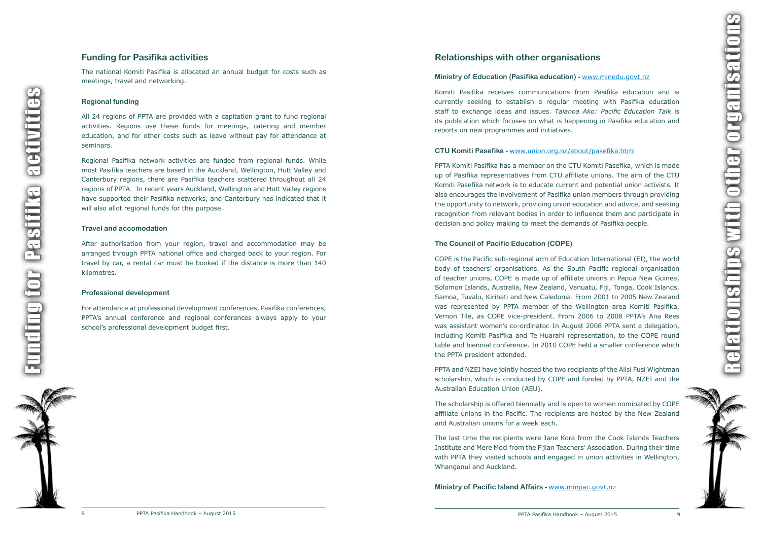## Funding for Pasifika activities

The national Komiti Pasifika is allocated an annual budget for costs such as meetings, travel and networking.

### Regional funding

All 24 regions of PPTA are provided with a capitation grant to fund regional activities. Regions use these funds for meetings, catering and member education, and for other costs such as leave without pay for attendance at seminars.

Regional Pasifika network activities are funded from regional funds. While most Pasifika teachers are based in the Auckland, Wellington, Hutt Valley and Canterbury regions, there are Pasifika teachers scattered throughout all 24 regions of PPTA. In recent years Auckland, Wellington and Hutt Valley regions have supported their Pasifika networks, and Canterbury has indicated that it will also allot regional funds for this purpose.

### Travel and accomodation

After authorisation from your region, travel and accommodation may be arranged through PPTA national office and charged back to your region. For travel by car, a rental car must be booked if the distance is more than 140 kilometres.

### Professional development

For attendance at professional development conferences, Pasifika conferences, PPTA's annual conference and regional conferences always apply to your school's professional development budget first.

## Relationships with other organisations

### Ministry of Education (Pasifika education) - www.minedu.govt.nz

Komiti Pasifika receives communications from Pasifika education and is currently seeking to establish a regular meeting with Pasifika education staff to exchange ideas and issues. *Talanoa Ako: Pacific Education Talk* is its publication which focuses on what is happening in Pasifika education and reports on new programmes and initiatives.

### CTU Komiti Pasefika - www.union.org.nz/about/pasefika.html

PPTA Komiti Pasifika has a member on the CTU Komiti Pasefika, which is made up of Pasifika representatives from CTU affiliate unions. The aim of the CTU Komiti Pasefika network is to educate current and potential union activists. It also encourages the involvement of Pasifika union members through providing the opportunity to network, providing union education and advice, and seeking recognition from relevant bodies in order to influence them and participate in decision and policy making to meet the demands of Pasifika people.

### The Council of Pacific Education (COPE)

COPE is the Pacific sub-regional arm of Education International (EI), the world body of teachers' organisations. As the South Pacific regional organisation of teacher unions, COPE is made up of affiliate unions in Papua New Guinea, Solomon Islands, Australia, New Zealand, Vanuatu, Fiji, Tonga, Cook Islands, Samoa, Tuvalu, Kiribati and New Caledonia. From 2001 to 2005 New Zealand was represented by PPTA member of the Wellington area Komiti Pasifika, Vernon Tile, as COPE vice-president. From 2006 to 2008 PPTA's Ana Rees was assistant women's co-ordinator. In August 2008 PPTA sent a delegation, including Komiti Pasifika and Te Huarahi representation, to the COPE round table and biennial conference. In 2010 COPE held a smaller conference which the PPTA president attended.

PPTA and NZEI have jointly hosted the two recipients of the Alisi Fusi Wightman scholarship, which is conducted by COPE and funded by PPTA, NZEI and the Australian Education Union (AEU).

The scholarship is offered biennially and is open to women nominated by COPE affiliate unions in the Pacific. The recipients are hosted by the New Zealand and Australian unions for a week each.

The last time the recipients were Jane Kora from the Cook Islands Teachers Institute and Mere Moci from the Fijian Teachers' Association. During their time with PPTA they visited schools and engaged in union activities in Wellington, Whanganui and Auckland.

### Ministry of Pacific Island Affairs - www.minpac.govt.nz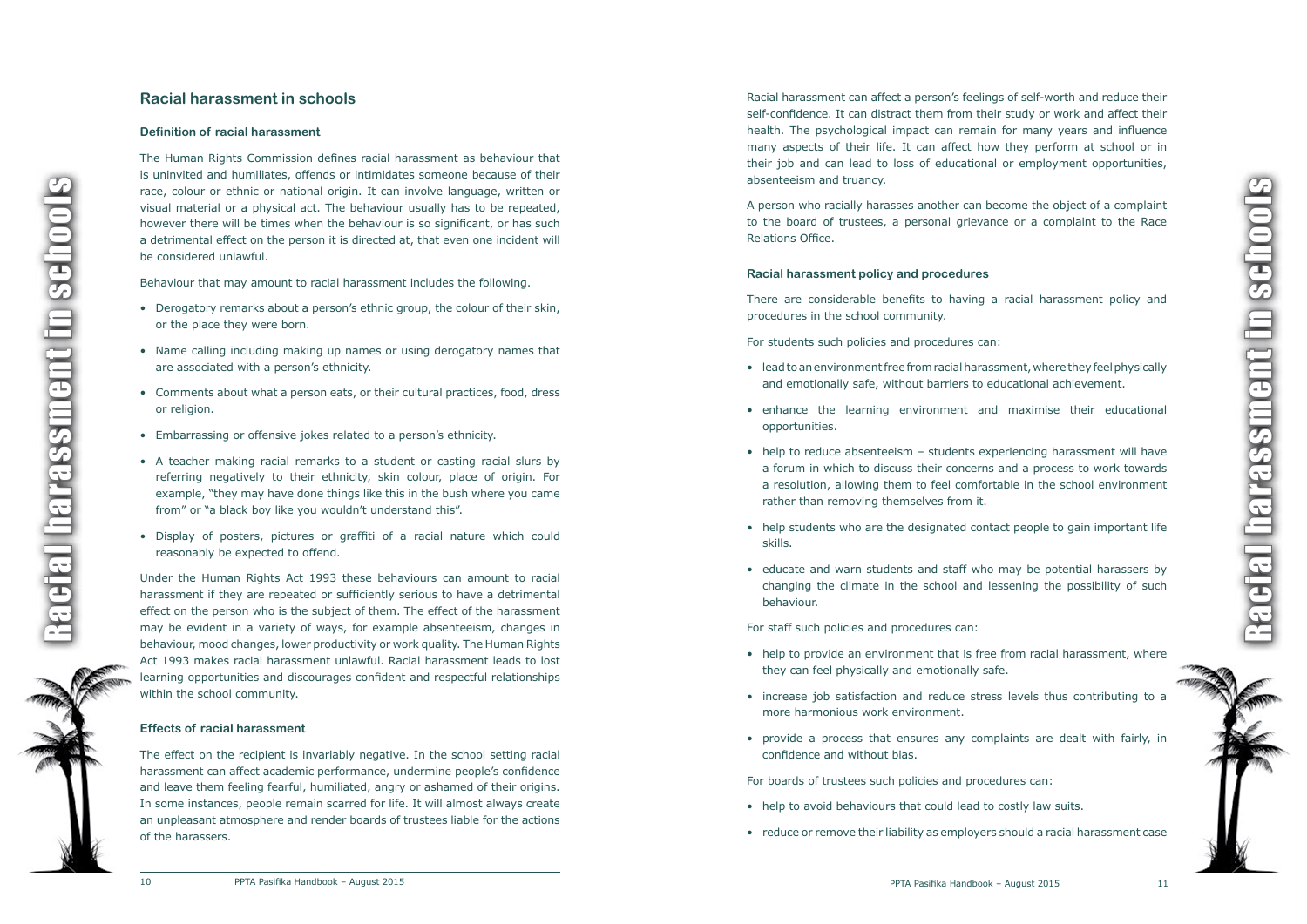## Racial harassment in schools

### Definition of racial harassment

The Human Rights Commission defines racial harassment as behaviour that is uninvited and humiliates, offends or intimidates someone because of their race, colour or ethnic or national origin. It can involve language, written or visual material or a physical act. The behaviour usually has to be repeated, however there will be times when the behaviour is so significant, or has such a detrimental effect on the person it is directed at, that even one incident will be considered unlawful.

Behaviour that may amount to racial harassment includes the following.

- Derogatory remarks about a person's ethnic group, the colour of their skin, or the place they were born.
- Name calling including making up names or using derogatory names that are associated with a person's ethnicity.
- Comments about what a person eats, or their cultural practices, food, dress or religion.
- Embarrassing or offensive jokes related to a person's ethnicity.
- A teacher making racial remarks to a student or casting racial slurs by referring negatively to their ethnicity, skin colour, place of origin. For example, "they may have done things like this in the bush where you came from" or "a black boy like you wouldn't understand this".
- Display of posters, pictures or graffiti of a racial nature which could reasonably be expected to offend.

Under the Human Rights Act 1993 these behaviours can amount to racial harassment if they are repeated or sufficiently serious to have a detrimental effect on the person who is the subject of them. The effect of the harassment may be evident in a variety of ways, for example absenteeism, changes in behaviour, mood changes, lower productivity or work quality. The Human Rights Act 1993 makes racial harassment unlawful. Racial harassment leads to lost learning opportunities and discourages confident and respectful relationships within the school community.

### Effects of racial harassment

The effect on the recipient is invariably negative. In the school setting racial harassment can affect academic performance, undermine people's confidence and leave them feeling fearful, humiliated, angry or ashamed of their origins. In some instances, people remain scarred for life. It will almost always create an unpleasant atmosphere and render boards of trustees liable for the actions of the harassers.

Racial harassment can affect a person's feelings of self-worth and reduce their self-confidence. It can distract them from their study or work and affect their health. The psychological impact can remain for many years and influence many aspects of their life. It can affect how they perform at school or in their job and can lead to loss of educational or employment opportunities, absenteeism and truancy.

A person who racially harasses another can become the object of a complaint to the board of trustees, a personal grievance or a complaint to the Race Relations Office.

### Racial harassment policy and procedures

There are considerable benefits to having a racial harassment policy and procedures in the school community.

For students such policies and procedures can:

- lead to an environment free from racial harassment, where they feel physically and emotionally safe, without barriers to educational achievement.
- enhance the learning environment and maximise their educational opportunities.
- help to reduce absenteeism – students experiencing harassment will have a forum in which to discuss their concerns and a process to work towards a resolution, allowing them to feel comfortable in the school environment rather than removing themselves from it.
- help students who are the designated contact people to gain important life skills.
- educate and warn students and staff who may be potential harassers by changing the climate in the school and lessening the possibility of such behaviour.

For staff such policies and procedures can:

- help to provide an environment that is free from racial harassment, where they can feel physically and emotionally safe.
- increase job satisfaction and reduce stress levels thus contributing to a more harmonious work environment.
- provide a process that ensures any complaints are dealt with fairly, in confidence and without bias.

For boards of trustees such policies and procedures can:

- help to avoid behaviours that could lead to costly law suits.
- reduce or remove their liability as employers should a racial harassment case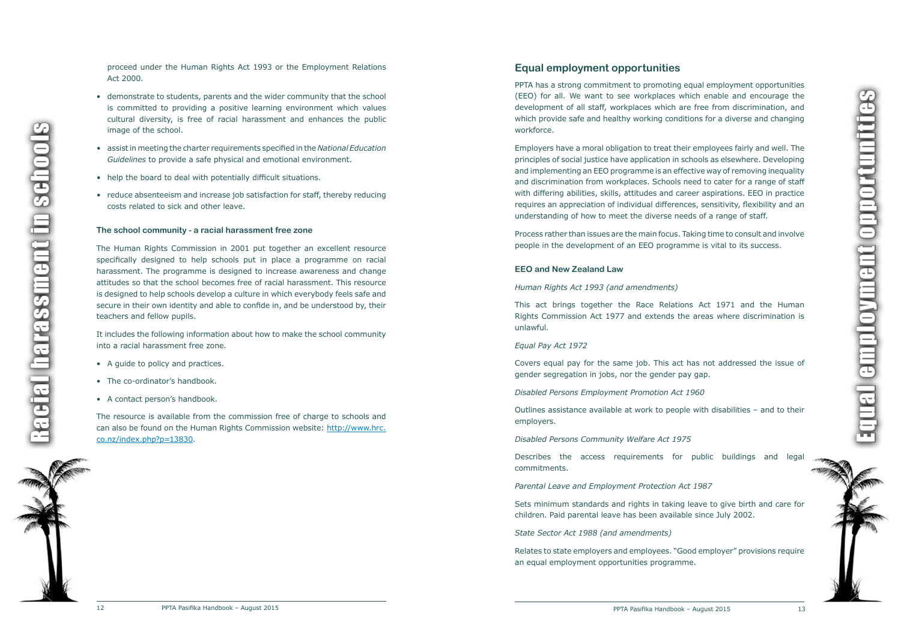proceed under the Human Rights Act 1993 or the Employment Relations Act 2000.

- demonstrate to students, parents and the wider community that the school is committed to providing a positive learning environment which values cultural diversity, is free of racial harassment and enhances the public image of the school.
- assist in meeting the charter requirements specified in the *National Education Guidelines* to provide a safe physical and emotional environment.
- help the board to deal with potentially difficult situations.
- reduce absenteeism and increase job satisfaction for staff, thereby reducing costs related to sick and other leave.

#### The school community - a racial harassment free zone

The Human Rights Commission in 2001 put together an excellent resource specifically designed to help schools put in place a programme on racial harassment. The programme is designed to increase awareness and change attitudes so that the school becomes free of racial harassment. This resource is designed to help schools develop a culture in which everybody feels safe and secure in their own identity and able to confide in, and be understood by, their teachers and fellow pupils.

It includes the following information about how to make the school community into a racial harassment free zone.

- A guide to policy and practices.
- The co-ordinator's handbook.
- A contact person's handbook.

The resource is available from the commission free of charge to schools and can also be found on the Human Rights Commission website: http://www.hrc.co.nz/index.php?p=13830.

## Equal employment opportunities

PPTA has a strong commitment to promoting equal employment opportunities (EEO) for all. We want to see workplaces which enable and encourage the development of all staff, workplaces which are free from discrimination, and which provide safe and healthy working conditions for a diverse and changing workforce.

Employers have a moral obligation to treat their employees fairly and well. The principles of social justice have application in schools as elsewhere. Developing and implementing an EEO programme is an effective way of removing inequality and discrimination from workplaces. Schools need to cater for a range of staff with differing abilities, skills, attitudes and career aspirations. EEO in practice requires an appreciation of individual differences, sensitivity, flexibility and an understanding of how to meet the diverse needs of a range of staff.

Process rather than issues are the main focus. Taking time to consult and involve people in the development of an EEO programme is vital to its success.

#### EEO and New Zealand Law

*Human Rights Act 1993 (and amendments)*

This act brings together the Race Relations Act 1971 and the Human Rights Commission Act 1977 and extends the areas where discrimination is unlawful.

*Equal Pay Act 1972*

Covers equal pay for the same job. This act has not addressed the issue of gender segregation in jobs, nor the gender pay gap.

*Disabled Persons Employment Promotion Act 1960*

Outlines assistance available at work to people with disabilities – and to their employers.

*Disabled Persons Community Welfare Act 1975*

Describes the access requirements for public buildings and legal commitments.

*Parental Leave and Employment Protection Act 1987*

Sets minimum standards and rights in taking leave to give birth and care for children. Paid parental leave has been available since July 2002.

*State Sector Act 1988 (and amendments)*

Relates to state employers and employees. "Good employer" provisions require an equal employment opportunities programme.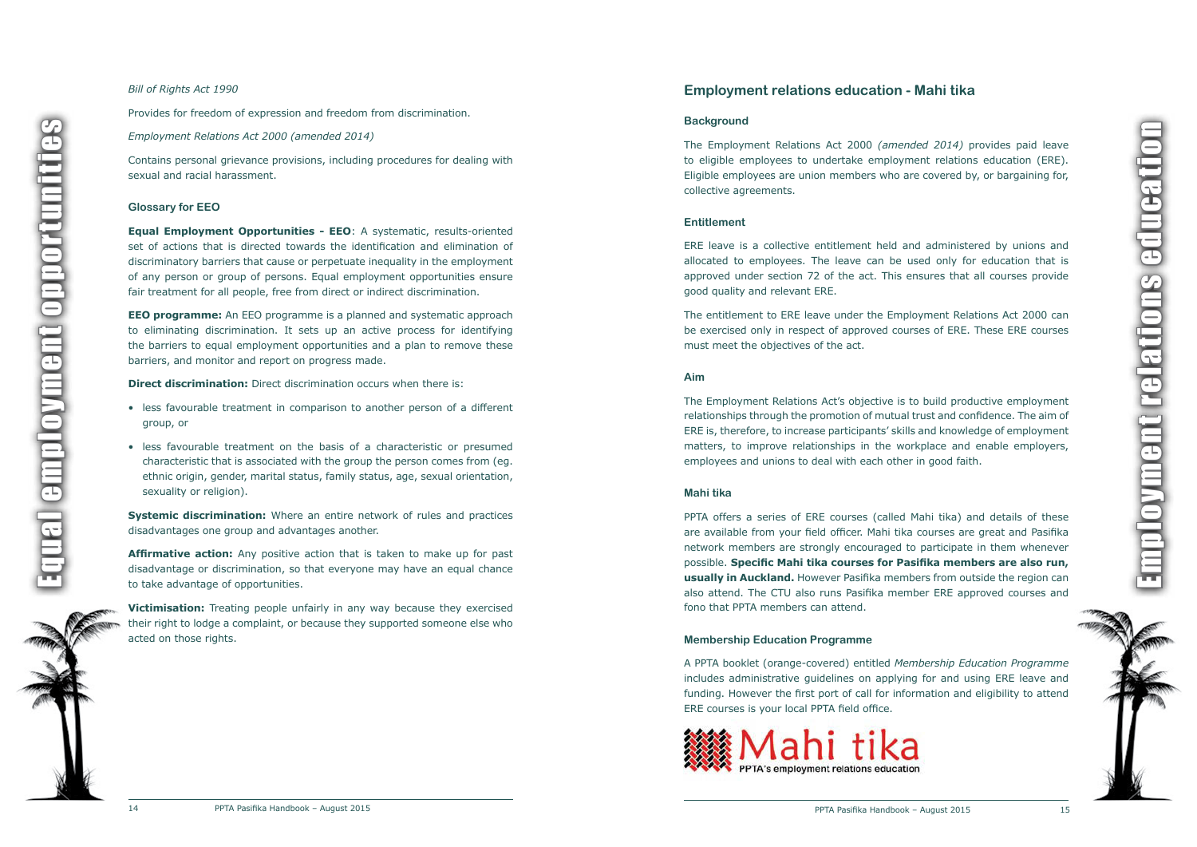*Bill of Rights Act 1990*

Provides for freedom of expression and freedom from discrimination.

*Employment Relations Act 2000 (amended 2014)*

Contains personal grievance provisions, including procedures for dealing with sexual and racial harassment.

### Glossary for EEO

**Equal Employment Opportunities - EEO**: A systematic, results-oriented set of actions that is directed towards the identification and elimination of discriminatory barriers that cause or perpetuate inequality in the employment of any person or group of persons. Equal employment opportunities ensure fair treatment for all people, free from direct or indirect discrimination.

**EEO programme:** An EEO programme is a planned and systematic approach to eliminating discrimination. It sets up an active process for identifying the barriers to equal employment opportunities and a plan to remove these barriers, and monitor and report on progress made.

**Direct discrimination:** Direct discrimination occurs when there is:

- less favourable treatment in comparison to another person of a different group, or
- less favourable treatment on the basis of a characteristic or presumed characteristic that is associated with the group the person comes from (eg. ethnic origin, gender, marital status, family status, age, sexual orientation, sexuality or religion).

**Systemic discrimination:** Where an entire network of rules and practices disadvantages one group and advantages another.

**Affirmative action:** Any positive action that is taken to make up for past disadvantage or discrimination, so that everyone may have an equal chance to take advantage of opportunities.

**Victimisation:** Treating people unfairly in any way because they exercised their right to lodge a complaint, or because they supported someone else who acted on those rights.

## Employment relations education - Mahi tika

### Background

The Employment Relations Act 2000 *(amended 2014)* provides paid leave to eligible employees to undertake employment relations education (ERE). Eligible employees are union members who are covered by, or bargaining for, collective agreements.

### Entitlement

ERE leave is a collective entitlement held and administered by unions and allocated to employees. The leave can be used only for education that is approved under section 72 of the act. This ensures that all courses provide good quality and relevant ERE.

The entitlement to ERE leave under the Employment Relations Act 2000 can be exercised only in respect of approved courses of ERE. These ERE courses must meet the objectives of the act.

### Aim

The Employment Relations Act's objective is to build productive employment relationships through the promotion of mutual trust and confidence. The aim of ERE is, therefore, to increase participants' skills and knowledge of employment matters, to improve relationships in the workplace and enable employers, employees and unions to deal with each other in good faith.

### Mahi tika

PPTA offers a series of ERE courses (called Mahi tika) and details of these are available from your field officer. Mahi tika courses are great and Pasifika network members are strongly encouraged to participate in them whenever possible. **Specific Mahi tika courses for Pasifika members are also run, usually in Auckland.** However Pasifika members from outside the region can also attend. The CTU also runs Pasifika member ERE approved courses and fono that PPTA members can attend.

### Membership Education Programme

A PPTA booklet (orange-covered) entitled *Membership Education Programme* includes administrative guidelines on applying for and using ERE leave and funding. However the first port of call for information and eligibility to attend ERE courses is your local PPTA field office.

Mahi tika
PPTA's employment relations education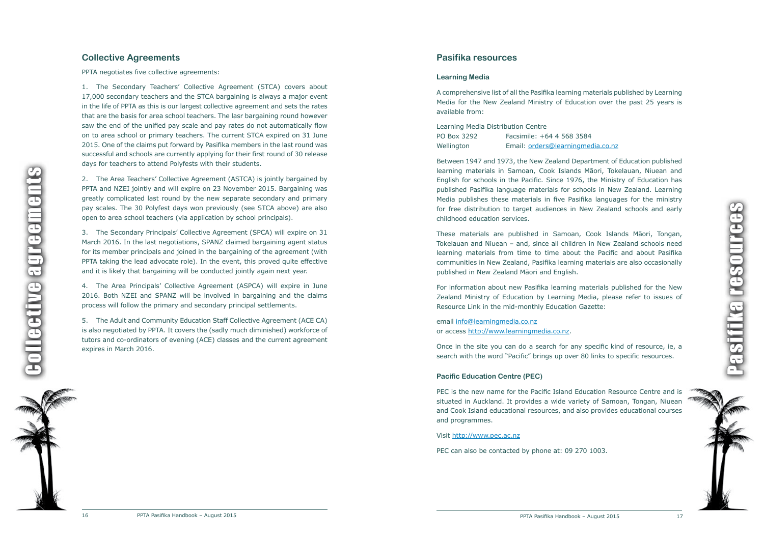## Collective Agreements

PPTA negotiates five collective agreements:

1. The Secondary Teachers' Collective Agreement (STCA) covers about 17,000 secondary teachers and the STCA bargaining is always a major event in the life of PPTA as this is our largest collective agreement and sets the rates that are the basis for area school teachers. The lasr bargaining round however saw the end of the unified pay scale and pay rates do not automatically flow on to area school or primary teachers. The current STCA expired on 31 June 2015. One of the claims put forward by Pasifika members in the last round was successful and schools are currently applying for their first round of 30 release days for teachers to attend Polyfests with their students.

2. The Area Teachers' Collective Agreement (ASTCA) is jointly bargained by PPTA and NZEI jointly and will expire on 23 November 2015. Bargaining was greatly complicated last round by the new separate secondary and primary pay scales. The 30 Polyfest days won previously (see STCA above) are also open to area school teachers (via application by school principals).

3. The Secondary Principals' Collective Agreement (SPCA) will expire on 31 March 2016. In the last negotiations, SPANZ claimed bargaining agent status for its member principals and joined in the bargaining of the agreement (with PPTA taking the lead advocate role). In the event, this proved quite effective and it is likely that bargaining will be conducted jointly again next year.

4. The Area Principals' Collective Agreement (ASPCA) will expire in June 2016. Both NZEI and SPANZ will be involved in bargaining and the claims process will follow the primary and secondary principal settlements.

5. The Adult and Community Education Staff Collective Agreement (ACE CA) is also negotiated by PPTA. It covers the (sadly much diminished) workforce of tutors and co-ordinators of evening (ACE) classes and the current agreement expires in March 2016.

## Pasifika resources

### Learning Media

A comprehensive list of all the Pasifika learning materials published by Learning Media for the New Zealand Ministry of Education over the past 25 years is available from:

Learning Media Distribution Centre
PO Box 3292 Facsimile: +64 4 568 3584
Wellington Email: orders@learningmedia.co.nz

Between 1947 and 1973, the New Zealand Department of Education published learning materials in Samoan, Cook Islands Māori, Tokelauan, Niuean and English for schools in the Pacific. Since 1976, the Ministry of Education has published Pasifika language materials for schools in New Zealand. Learning Media publishes these materials in five Pasifika languages for the ministry for free distribution to target audiences in New Zealand schools and early childhood education services.

These materials are published in Samoan, Cook Islands Māori, Tongan, Tokelauan and Niuean – and, since all children in New Zealand schools need learning materials from time to time about the Pacific and about Pasifika communities in New Zealand, Pasifika learning materials are also occasionally published in New Zealand Māori and English.

For information about new Pasifika learning materials published for the New Zealand Ministry of Education by Learning Media, please refer to issues of Resource Link in the mid-monthly Education Gazette:

email info@learningmedia.co.nz
or access http://www.learningmedia.co.nz.

Once in the site you can do a search for any specific kind of resource, ie, a search with the word "Pacific" brings up over 80 links to specific resources.

### Pacific Education Centre (PEC)

PEC is the new name for the Pacific Island Education Resource Centre and is situated in Auckland. It provides a wide variety of Samoan, Tongan, Niuean and Cook Island educational resources, and also provides educational courses and programmes.

Visit http://www.pec.ac.nz

PEC can also be contacted by phone at: 09 270 1003.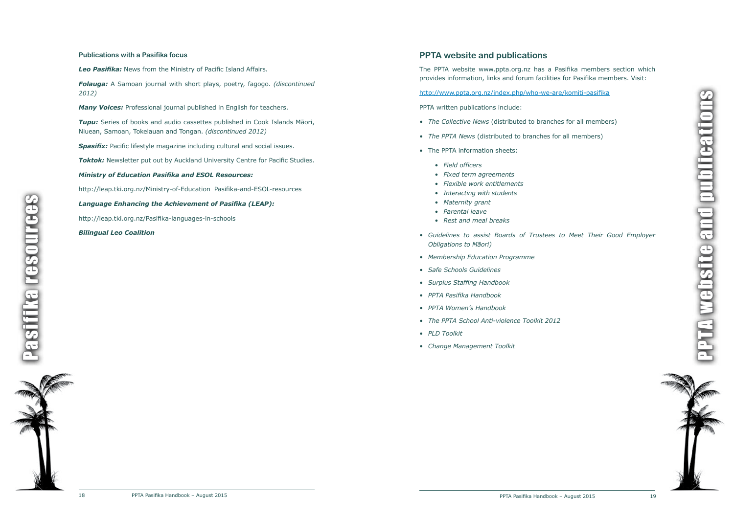### Publications with a Pasifika focus

***Leo Pasifika:*** News from the Ministry of Pacific Island Affairs.

***Folauga:*** A Samoan journal with short plays, poetry, fagogo. *(discontinued 2012)*

***Many Voices:*** Professional journal published in English for teachers.

***Tupu:*** Series of books and audio cassettes published in Cook Islands Māori, Niuean, Samoan, Tokelauan and Tongan. *(discontinued 2012)*

***Spasifix:*** Pacific lifestyle magazine including cultural and social issues.

***Toktok:*** Newsletter put out by Auckland University Centre for Pacific Studies.

***Ministry of Education Pasifika and ESOL Resources:***

http://leap.tki.org.nz/Ministry-of-Education_Pasifika-and-ESOL-resources

***Language Enhancing the Achievement of Pasifika (LEAP):***

http://leap.tki.org.nz/Pasifika-languages-in-schools

***Bilingual Leo Coalition***

## PPTA website and publications

The PPTA website www.ppta.org.nz has a Pasifika members section which provides information, links and forum facilities for Pasifika members. Visit:

http://www.ppta.org.nz/index.php/who-we-are/komiti-pasifika

PPTA written publications include:

- *The Collective News* (distributed to branches for all members)
- *The PPTA News* (distributed to branches for all members)
- The PPTA information sheets:
  - *Field officers*
  - *Fixed term agreements*
  - *Flexible work entitlements*
  - *Interacting with students*
  - *Maternity grant*
  - *Parental leave*
  - *Rest and meal breaks*
- *Guidelines to assist Boards of Trustees to Meet Their Good Employer Obligations to Māori)*
- *Membership Education Programme*
- *Safe Schools Guidelines*
- *Surplus Staffing Handbook*
- *PPTA Pasifika Handbook*
- *PPTA Women's Handbook*
- *The PPTA School Anti-violence Toolkit 2012*
- *PLD Toolkit*
- *Change Management Toolkit*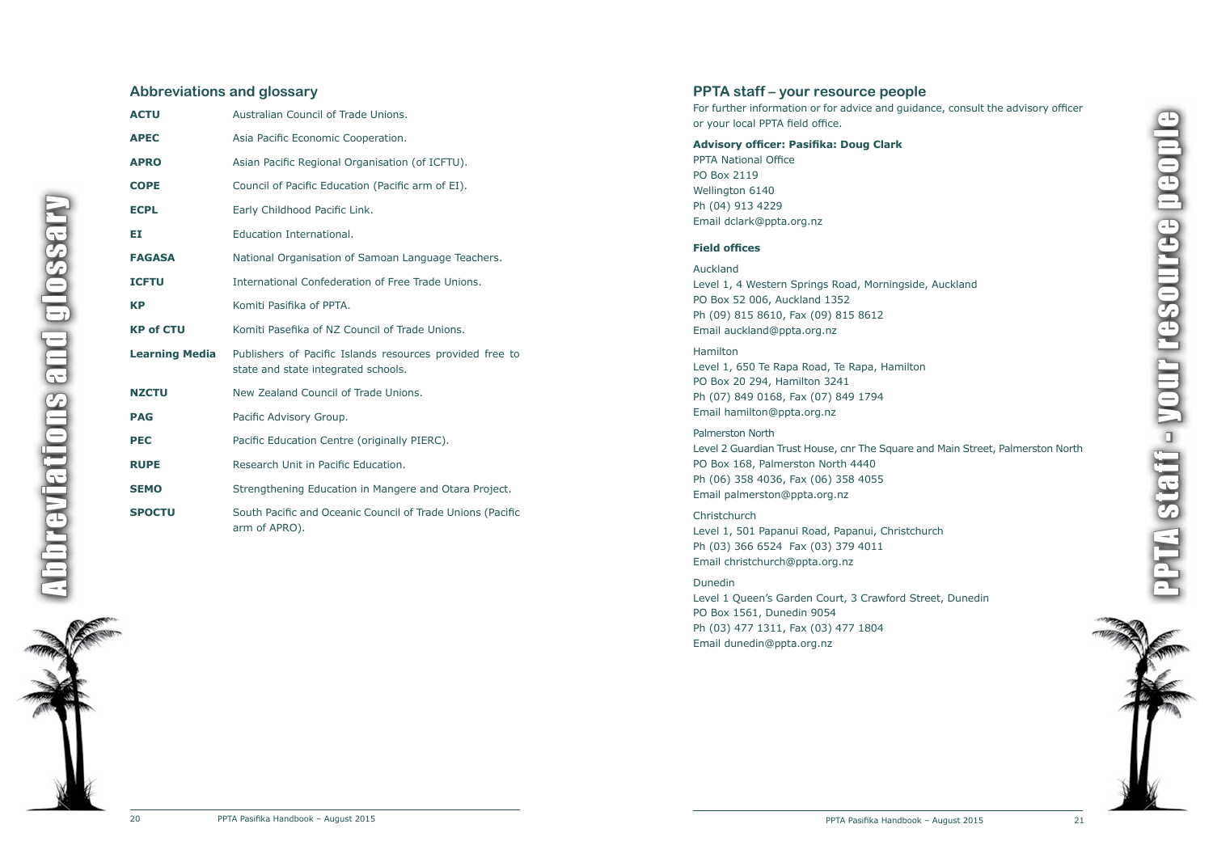## Abbreviations and glossary

| | |
|---|---|
| **ACTU** | Australian Council of Trade Unions. |
| **APEC** | Asia Pacific Economic Cooperation. |
| **APRO** | Asian Pacific Regional Organisation (of ICFTU). |
| **COPE** | Council of Pacific Education (Pacific arm of EI). |
| **ECPL** | Early Childhood Pacific Link. |
| **EI** | Education International. |
| **FAGASA** | National Organisation of Samoan Language Teachers. |
| **ICFTU** | International Confederation of Free Trade Unions. |
| **KP** | Komiti Pasifika of PPTA. |
| **KP of CTU** | Komiti Pasefika of NZ Council of Trade Unions. |
| **Learning Media** | Publishers of Pacific Islands resources provided free to state and state integrated schools. |
| **NZCTU** | New Zealand Council of Trade Unions. |
| **PAG** | Pacific Advisory Group. |
| **PEC** | Pacific Education Centre (originally PIERC). |
| **RUPE** | Research Unit in Pacific Education. |
| **SEMO** | Strengthening Education in Mangere and Otara Project. |
| **SPOCTU** | South Pacific and Oceanic Council of Trade Unions (Pacific arm of APRO). |

## PPTA staff – your resource people

For further information or for advice and guidance, consult the advisory officer or your local PPTA field office.

**Advisory officer: Pasifika: Doug Clark**
PPTA National Office
PO Box 2119
Wellington 6140
Ph (04) 913 4229
Email dclark@ppta.org.nz

**Field offices**

Auckland
Level 1, 4 Western Springs Road, Morningside, Auckland
PO Box 52 006, Auckland 1352
Ph (09) 815 8610, Fax (09) 815 8612
Email auckland@ppta.org.nz

Hamilton
Level 1, 650 Te Rapa Road, Te Rapa, Hamilton
PO Box 20 294, Hamilton 3241
Ph (07) 849 0168, Fax (07) 849 1794
Email hamilton@ppta.org.nz

Palmerston North
Level 2 Guardian Trust House, cnr The Square and Main Street, Palmerston North
PO Box 168, Palmerston North 4440
Ph (06) 358 4036, Fax (06) 358 4055
Email palmerston@ppta.org.nz

Christchurch
Level 1, 501 Papanui Road, Papanui, Christchurch
Ph (03) 366 6524 Fax (03) 379 4011
Email christchurch@ppta.org.nz

Dunedin
Level 1 Queen's Garden Court, 3 Crawford Street, Dunedin
PO Box 1561, Dunedin 9054
Ph (03) 477 1311, Fax (03) 477 1804
Email dunedin@ppta.org.nz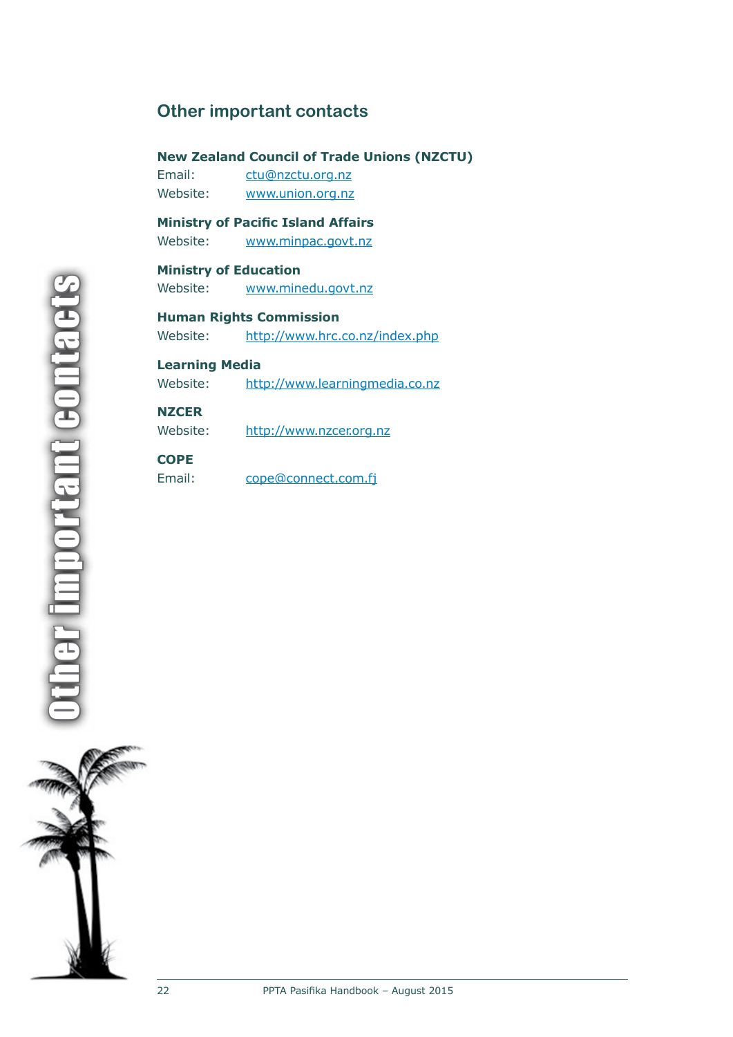## Other important contacts

### New Zealand Council of Trade Unions (NZCTU)

Email: ctu@nzctu.org.nz
Website: www.union.org.nz

### Ministry of Pacific Island Affairs

Website: www.minpac.govt.nz

### Ministry of Education

Website: www.minedu.govt.nz

### Human Rights Commission

Website: http://www.hrc.co.nz/index.php

### Learning Media

Website: http://www.learningmedia.co.nz

### NZCER

Website: http://www.nzcer.org.nz

### COPE

Email: cope@connect.com.fj